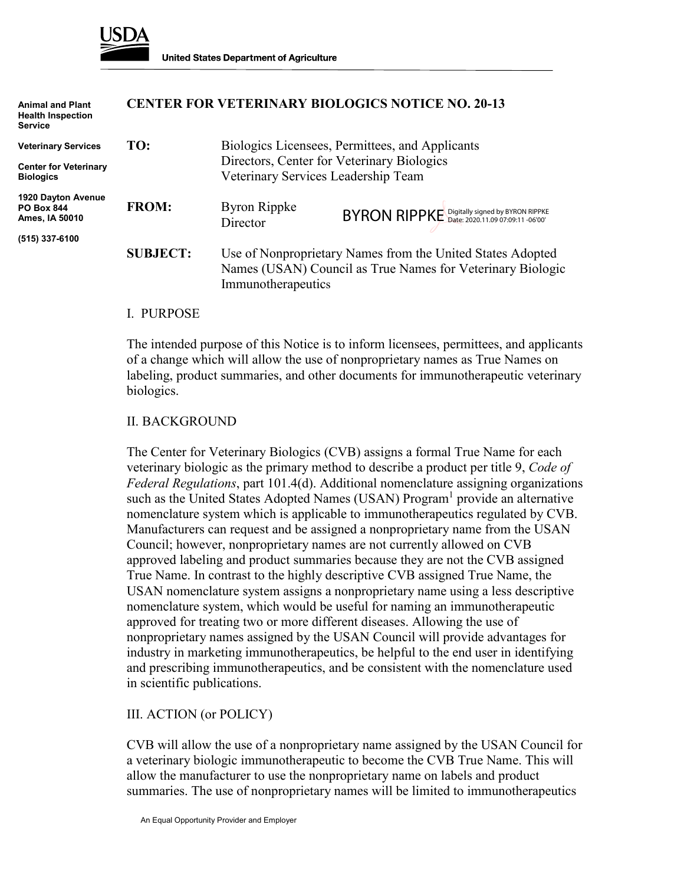USDA

United States Department of Agriculture

Animal and Plant Health Inspection Service

Veterinary Services

Center for Veterinary Biologics

1920 Dayton Avenue
PO Box 844
Ames, IA 50010

(515) 337-6100

# CENTER FOR VETERINARY BIOLOGICS NOTICE NO. 20-13

**TO:** Biologics Licensees, Permittees, and Applicants
Directors, Center for Veterinary Biologics
Veterinary Services Leadership Team

**FROM:** Byron Rippke
Director

BYRON RIPPKE Digitally signed by BYRON RIPPKE Date: 2020.11.09 07:09:11 -06'00'

**SUBJECT:** Use of Nonproprietary Names from the United States Adopted Names (USAN) Council as True Names for Veterinary Biologic Immunotherapeutics

## I. PURPOSE

The intended purpose of this Notice is to inform licensees, permittees, and applicants of a change which will allow the use of nonproprietary names as True Names on labeling, product summaries, and other documents for immunotherapeutic veterinary biologics.

## II. BACKGROUND

The Center for Veterinary Biologics (CVB) assigns a formal True Name for each veterinary biologic as the primary method to describe a product per title 9, *Code of Federal Regulations*, part 101.4(d). Additional nomenclature assigning organizations such as the United States Adopted Names (USAN) Program[1] provide an alternative nomenclature system which is applicable to immunotherapeutics regulated by CVB. Manufacturers can request and be assigned a nonproprietary name from the USAN Council; however, nonproprietary names are not currently allowed on CVB approved labeling and product summaries because they are not the CVB assigned True Name. In contrast to the highly descriptive CVB assigned True Name, the USAN nomenclature system assigns a nonproprietary name using a less descriptive nomenclature system, which would be useful for naming an immunotherapeutic approved for treating two or more different diseases. Allowing the use of nonproprietary names assigned by the USAN Council will provide advantages for industry in marketing immunotherapeutics, be helpful to the end user in identifying and prescribing immunotherapeutics, and be consistent with the nomenclature used in scientific publications.

## III. ACTION (or POLICY)

CVB will allow the use of a nonproprietary name assigned by the USAN Council for a veterinary biologic immunotherapeutic to become the CVB True Name. This will allow the manufacturer to use the nonproprietary name on labels and product summaries. The use of nonproprietary names will be limited to immunotherapeutics

An Equal Opportunity Provider and Employer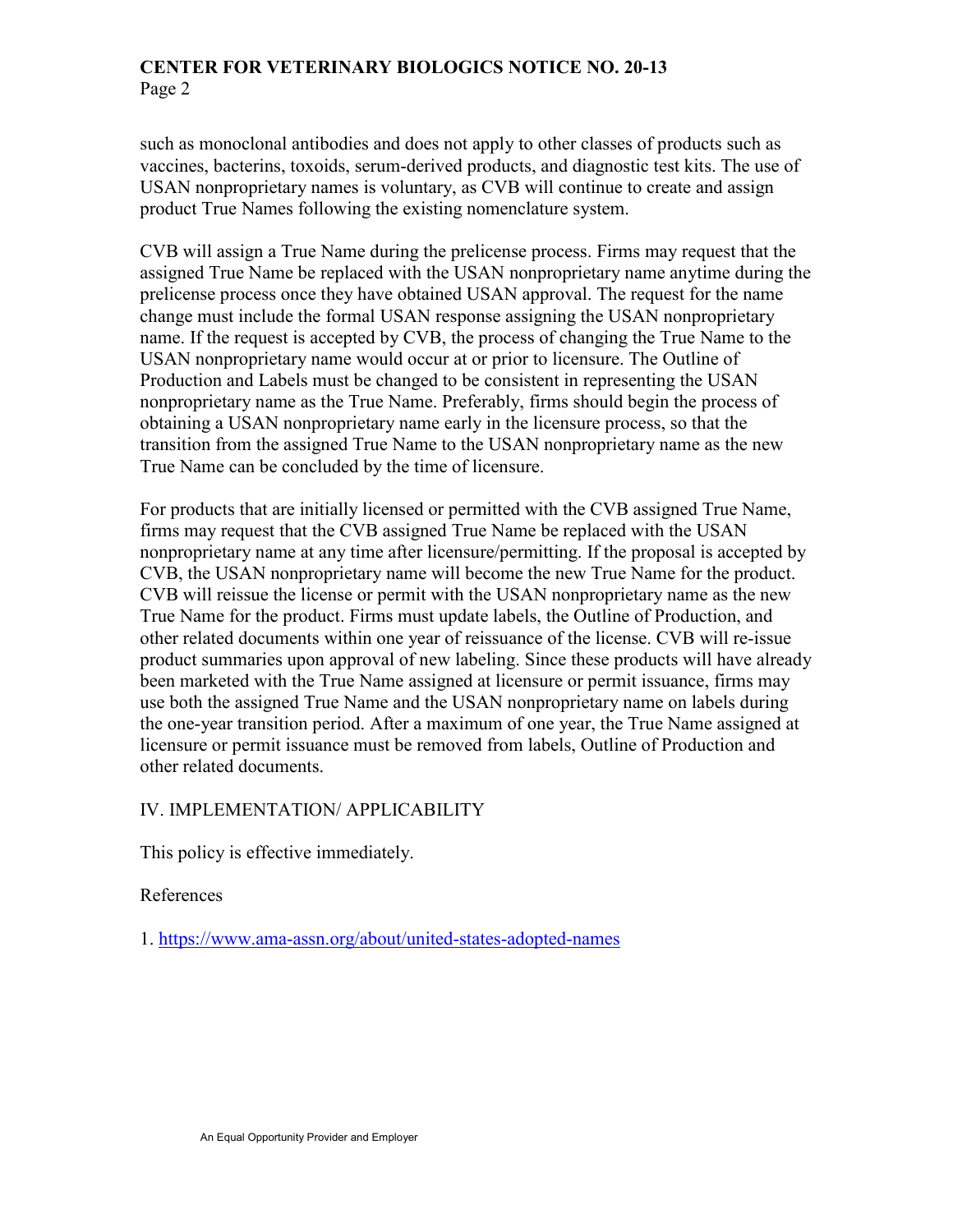such as monoclonal antibodies and does not apply to other classes of products such as vaccines, bacterins, toxoids, serum-derived products, and diagnostic test kits. The use of USAN nonproprietary names is voluntary, as CVB will continue to create and assign product True Names following the existing nomenclature system.

CVB will assign a True Name during the prelicense process. Firms may request that the assigned True Name be replaced with the USAN nonproprietary name anytime during the prelicense process once they have obtained USAN approval. The request for the name change must include the formal USAN response assigning the USAN nonproprietary name. If the request is accepted by CVB, the process of changing the True Name to the USAN nonproprietary name would occur at or prior to licensure. The Outline of Production and Labels must be changed to be consistent in representing the USAN nonproprietary name as the True Name. Preferably, firms should begin the process of obtaining a USAN nonproprietary name early in the licensure process, so that the transition from the assigned True Name to the USAN nonproprietary name as the new True Name can be concluded by the time of licensure.

For products that are initially licensed or permitted with the CVB assigned True Name, firms may request that the CVB assigned True Name be replaced with the USAN nonproprietary name at any time after licensure/permitting. If the proposal is accepted by CVB, the USAN nonproprietary name will become the new True Name for the product. CVB will reissue the license or permit with the USAN nonproprietary name as the new True Name for the product. Firms must update labels, the Outline of Production, and other related documents within one year of reissuance of the license. CVB will re-issue product summaries upon approval of new labeling. Since these products will have already been marketed with the True Name assigned at licensure or permit issuance, firms may use both the assigned True Name and the USAN nonproprietary name on labels during the one-year transition period. After a maximum of one year, the True Name assigned at licensure or permit issuance must be removed from labels, Outline of Production and other related documents.

## IV. IMPLEMENTATION/ APPLICABILITY

This policy is effective immediately.

References

1. https://www.ama-assn.org/about/united-states-adopted-names

An Equal Opportunity Provider and Employer